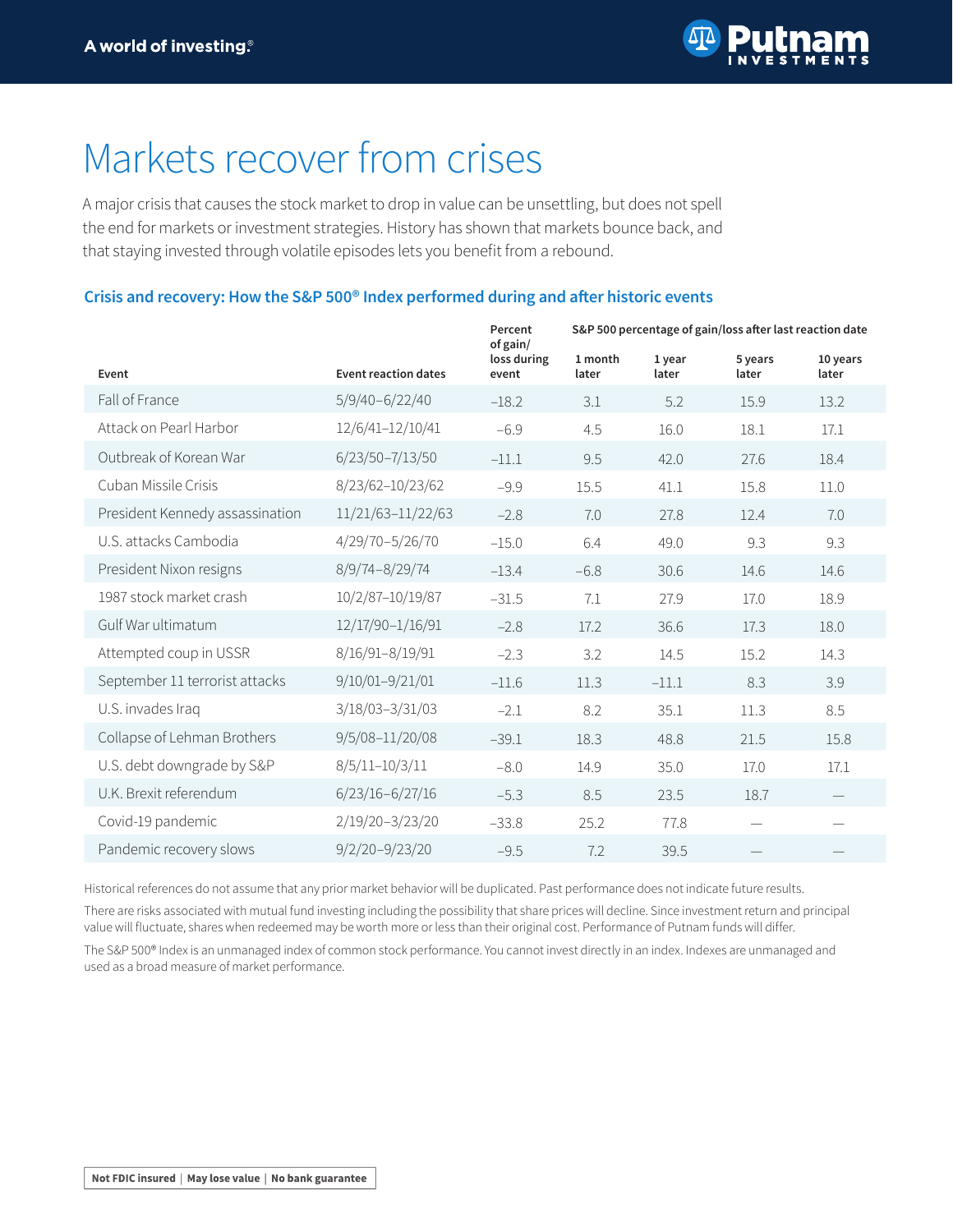# Markets recover from crises

A major crisis that causes the stock market to drop in value can be unsettling, but does not spell the end for markets or investment strategies. History has shown that markets bounce back, and that staying invested through volatile episodes lets you benefit from a rebound.

## Crisis and recovery: How the S&P 500® Index performed during and after historic events

| Event | Event reaction dates | Percent of gain/loss during event | S&P 500 percentage of gain/loss after last reaction date | | | |
|---|---|---|---|---|---|---|
| | | | 1 month later | 1 year later | 5 years later | 10 years later |
| Fall of France | 5/9/40–6/22/40 | –18.2 | 3.1 | 5.2 | 15.9 | 13.2 |
| Attack on Pearl Harbor | 12/6/41–12/10/41 | –6.9 | 4.5 | 16.0 | 18.1 | 17.1 |
| Outbreak of Korean War | 6/23/50–7/13/50 | –11.1 | 9.5 | 42.0 | 27.6 | 18.4 |
| Cuban Missile Crisis | 8/23/62–10/23/62 | –9.9 | 15.5 | 41.1 | 15.8 | 11.0 |
| President Kennedy assassination | 11/21/63–11/22/63 | –2.8 | 7.0 | 27.8 | 12.4 | 7.0 |
| U.S. attacks Cambodia | 4/29/70–5/26/70 | –15.0 | 6.4 | 49.0 | 9.3 | 9.3 |
| President Nixon resigns | 8/9/74–8/29/74 | –13.4 | –6.8 | 30.6 | 14.6 | 14.6 |
| 1987 stock market crash | 10/2/87–10/19/87 | –31.5 | 7.1 | 27.9 | 17.0 | 18.9 |
| Gulf War ultimatum | 12/17/90–1/16/91 | –2.8 | 17.2 | 36.6 | 17.3 | 18.0 |
| Attempted coup in USSR | 8/16/91–8/19/91 | –2.3 | 3.2 | 14.5 | 15.2 | 14.3 |
| September 11 terrorist attacks | 9/10/01–9/21/01 | –11.6 | 11.3 | –11.1 | 8.3 | 3.9 |
| U.S. invades Iraq | 3/18/03–3/31/03 | –2.1 | 8.2 | 35.1 | 11.3 | 8.5 |
| Collapse of Lehman Brothers | 9/5/08–11/20/08 | –39.1 | 18.3 | 48.8 | 21.5 | 15.8 |
| U.S. debt downgrade by S&P | 8/5/11–10/3/11 | –8.0 | 14.9 | 35.0 | 17.0 | 17.1 |
| U.K. Brexit referendum | 6/23/16–6/27/16 | –5.3 | 8.5 | 23.5 | 18.7 | — |
| Covid-19 pandemic | 2/19/20–3/23/20 | –33.8 | 25.2 | 77.8 | — | — |
| Pandemic recovery slows | 9/2/20–9/23/20 | –9.5 | 7.2 | 39.5 | — | — |

Historical references do not assume that any prior market behavior will be duplicated. Past performance does not indicate future results.

There are risks associated with mutual fund investing including the possibility that share prices will decline. Since investment return and principal value will fluctuate, shares when redeemed may be worth more or less than their original cost. Performance of Putnam funds will differ.

The S&P 500® Index is an unmanaged index of common stock performance. You cannot invest directly in an index. Indexes are unmanaged and used as a broad measure of market performance.

**Not FDIC insured | May lose value | No bank guarantee**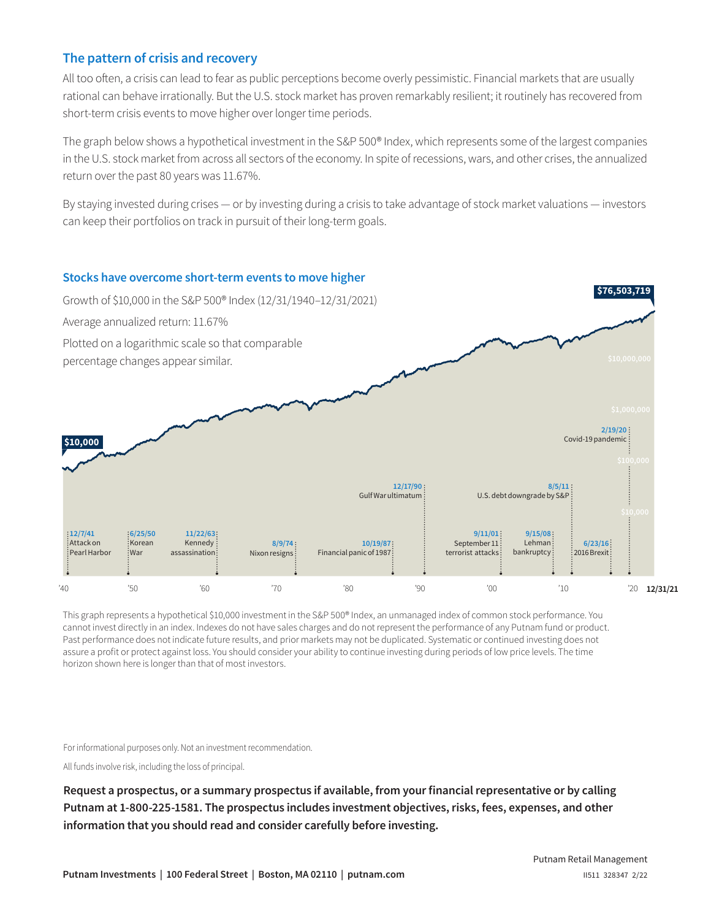## The pattern of crisis and recovery

All too often, a crisis can lead to fear as public perceptions become overly pessimistic. Financial markets that are usually rational can behave irrationally. But the U.S. stock market has proven remarkably resilient; it routinely has recovered from short-term crisis events to move higher over longer time periods.

The graph below shows a hypothetical investment in the S&P 500® Index, which represents some of the largest companies in the U.S. stock market from across all sectors of the economy. In spite of recessions, wars, and other crises, the annualized return over the past 80 years was 11.67%.

By staying invested during crises — or by investing during a crisis to take advantage of stock market valuations — investors can keep their portfolios on track in pursuit of their long-term goals.

### Stocks have overcome short-term events to move higher

Growth of $10,000 in the S&P 500® Index (12/31/1940–12/31/2021)

Average annualized return: 11.67%

Plotted on a logarithmic scale so that comparable percentage changes appear similar.

$76,503,719

$10,000

$10,000,000

$1,000,000

$100,000

$10,000

12/7/41 Attack on Pearl Harbor

6/25/50 Korean War

11/22/63 Kennedy assassination

8/9/74 Nixon resigns

10/19/87 Financial panic of 1987

12/17/90 Gulf War ultimatum

9/11/01 September 11 terrorist attacks

9/15/08 Lehman bankruptcy

8/5/11 U.S. debt downgrade by S&P

6/23/16 2016 Brexit

2/19/20 Covid-19 pandemic

'40 '50 '60 '70 '80 '90 '00 '10 '20 12/31/21

This graph represents a hypothetical $10,000 investment in the S&P 500® Index, an unmanaged index of common stock performance. You cannot invest directly in an index. Indexes do not have sales charges and do not represent the performance of any Putnam fund or product. Past performance does not indicate future results, and prior markets may not be duplicated. Systematic or continued investing does not assure a profit or protect against loss. You should consider your ability to continue investing during periods of low price levels. The time horizon shown here is longer than that of most investors.

For informational purposes only. Not an investment recommendation.

All funds involve risk, including the loss of principal.

**Request a prospectus, or a summary prospectus if available, from your financial representative or by calling Putnam at 1-800-225-1581. The prospectus includes investment objectives, risks, fees, expenses, and other information that you should read and consider carefully before investing.**

Putnam Retail Management

**Putnam Investments | 100 Federal Street | Boston, MA 02110 | putnam.com**

II511 328347 2/22